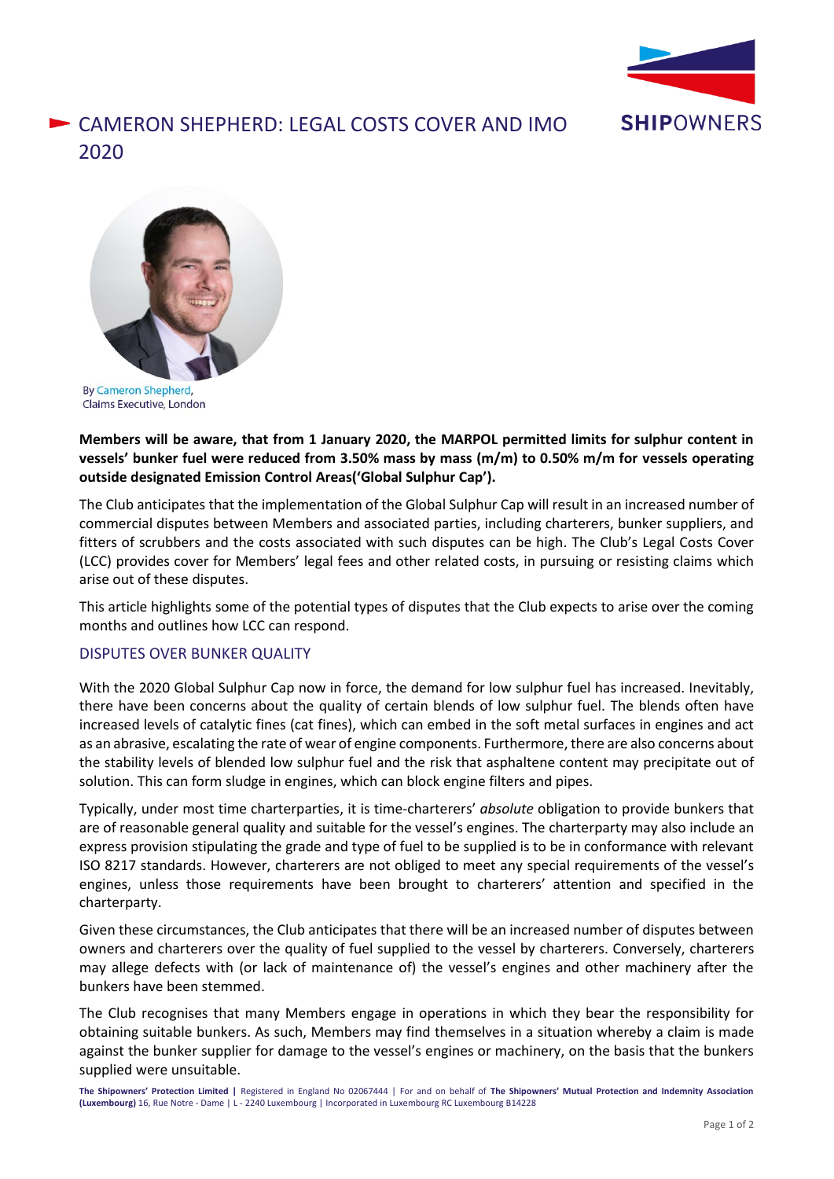# CAMERON SHEPHERD: LEGAL COSTS COVER AND IMO 2020

By Cameron Shepherd,
Claims Executive, London

**Members will be aware, that from 1 January 2020, the MARPOL permitted limits for sulphur content in vessels' bunker fuel were reduced from 3.50% mass by mass (m/m) to 0.50% m/m for vessels operating outside designated Emission Control Areas('Global Sulphur Cap').**

The Club anticipates that the implementation of the Global Sulphur Cap will result in an increased number of commercial disputes between Members and associated parties, including charterers, bunker suppliers, and fitters of scrubbers and the costs associated with such disputes can be high. The Club's Legal Costs Cover (LCC) provides cover for Members' legal fees and other related costs, in pursuing or resisting claims which arise out of these disputes.

This article highlights some of the potential types of disputes that the Club expects to arise over the coming months and outlines how LCC can respond.

## DISPUTES OVER BUNKER QUALITY

With the 2020 Global Sulphur Cap now in force, the demand for low sulphur fuel has increased. Inevitably, there have been concerns about the quality of certain blends of low sulphur fuel. The blends often have increased levels of catalytic fines (cat fines), which can embed in the soft metal surfaces in engines and act as an abrasive, escalating the rate of wear of engine components. Furthermore, there are also concerns about the stability levels of blended low sulphur fuel and the risk that asphaltene content may precipitate out of solution. This can form sludge in engines, which can block engine filters and pipes.

Typically, under most time charterparties, it is time-charterers' *absolute* obligation to provide bunkers that are of reasonable general quality and suitable for the vessel's engines. The charterparty may also include an express provision stipulating the grade and type of fuel to be supplied is to be in conformance with relevant ISO 8217 standards. However, charterers are not obliged to meet any special requirements of the vessel's engines, unless those requirements have been brought to charterers' attention and specified in the charterparty.

Given these circumstances, the Club anticipates that there will be an increased number of disputes between owners and charterers over the quality of fuel supplied to the vessel by charterers. Conversely, charterers may allege defects with (or lack of maintenance of) the vessel's engines and other machinery after the bunkers have been stemmed.

The Club recognises that many Members engage in operations in which they bear the responsibility for obtaining suitable bunkers. As such, Members may find themselves in a situation whereby a claim is made against the bunker supplier for damage to the vessel's engines or machinery, on the basis that the bunkers supplied were unsuitable.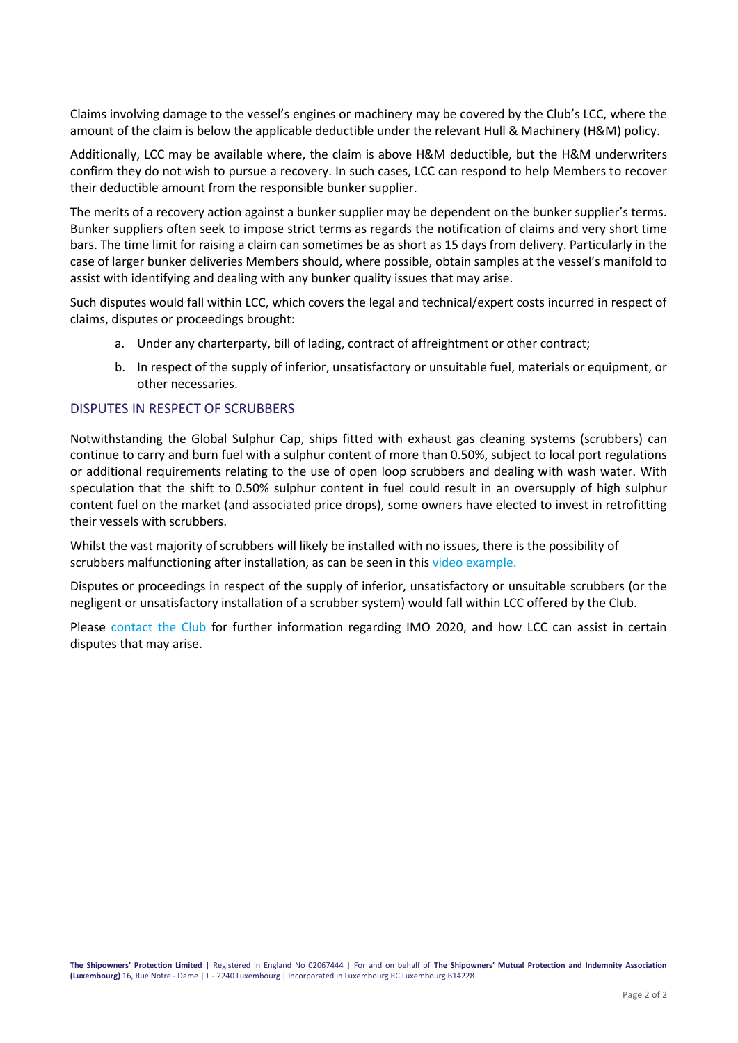Claims involving damage to the vessel's engines or machinery may be covered by the Club's LCC, where the amount of the claim is below the applicable deductible under the relevant Hull & Machinery (H&M) policy.

Additionally, LCC may be available where, the claim is above H&M deductible, but the H&M underwriters confirm they do not wish to pursue a recovery. In such cases, LCC can respond to help Members to recover their deductible amount from the responsible bunker supplier.

The merits of a recovery action against a bunker supplier may be dependent on the bunker supplier's terms. Bunker suppliers often seek to impose strict terms as regards the notification of claims and very short time bars. The time limit for raising a claim can sometimes be as short as 15 days from delivery. Particularly in the case of larger bunker deliveries Members should, where possible, obtain samples at the vessel's manifold to assist with identifying and dealing with any bunker quality issues that may arise.

Such disputes would fall within LCC, which covers the legal and technical/expert costs incurred in respect of claims, disputes or proceedings brought:

a. Under any charterparty, bill of lading, contract of affreightment or other contract;
b. In respect of the supply of inferior, unsatisfactory or unsuitable fuel, materials or equipment, or other necessaries.

## DISPUTES IN RESPECT OF SCRUBBERS

Notwithstanding the Global Sulphur Cap, ships fitted with exhaust gas cleaning systems (scrubbers) can continue to carry and burn fuel with a sulphur content of more than 0.50%, subject to local port regulations or additional requirements relating to the use of open loop scrubbers and dealing with wash water. With speculation that the shift to 0.50% sulphur content in fuel could result in an oversupply of high sulphur content fuel on the market (and associated price drops), some owners have elected to invest in retrofitting their vessels with scrubbers.

Whilst the vast majority of scrubbers will likely be installed with no issues, there is the possibility of scrubbers malfunctioning after installation, as can be seen in this video example.

Disputes or proceedings in respect of the supply of inferior, unsatisfactory or unsuitable scrubbers (or the negligent or unsatisfactory installation of a scrubber system) would fall within LCC offered by the Club.

Please contact the Club for further information regarding IMO 2020, and how LCC can assist in certain disputes that may arise.

**The Shipowners' Protection Limited |** Registered in England No 02067444 | For and on behalf of **The Shipowners' Mutual Protection and Indemnity Association (Luxembourg)** 16, Rue Notre - Dame | L - 2240 Luxembourg | Incorporated in Luxembourg RC Luxembourg B14228